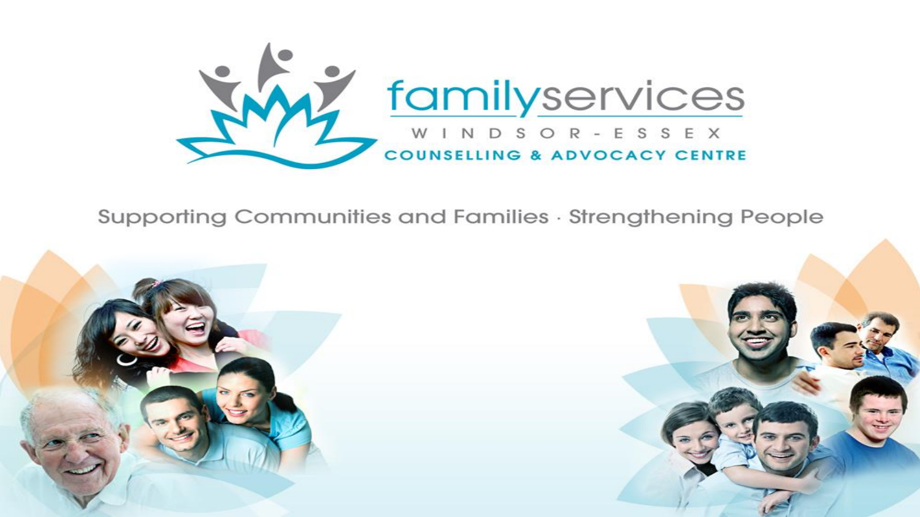# familyservices

WINDSOR-ESSEX

COUNSELLING & ADVOCACY CENTRE

Supporting Communities and Families · Strengthening People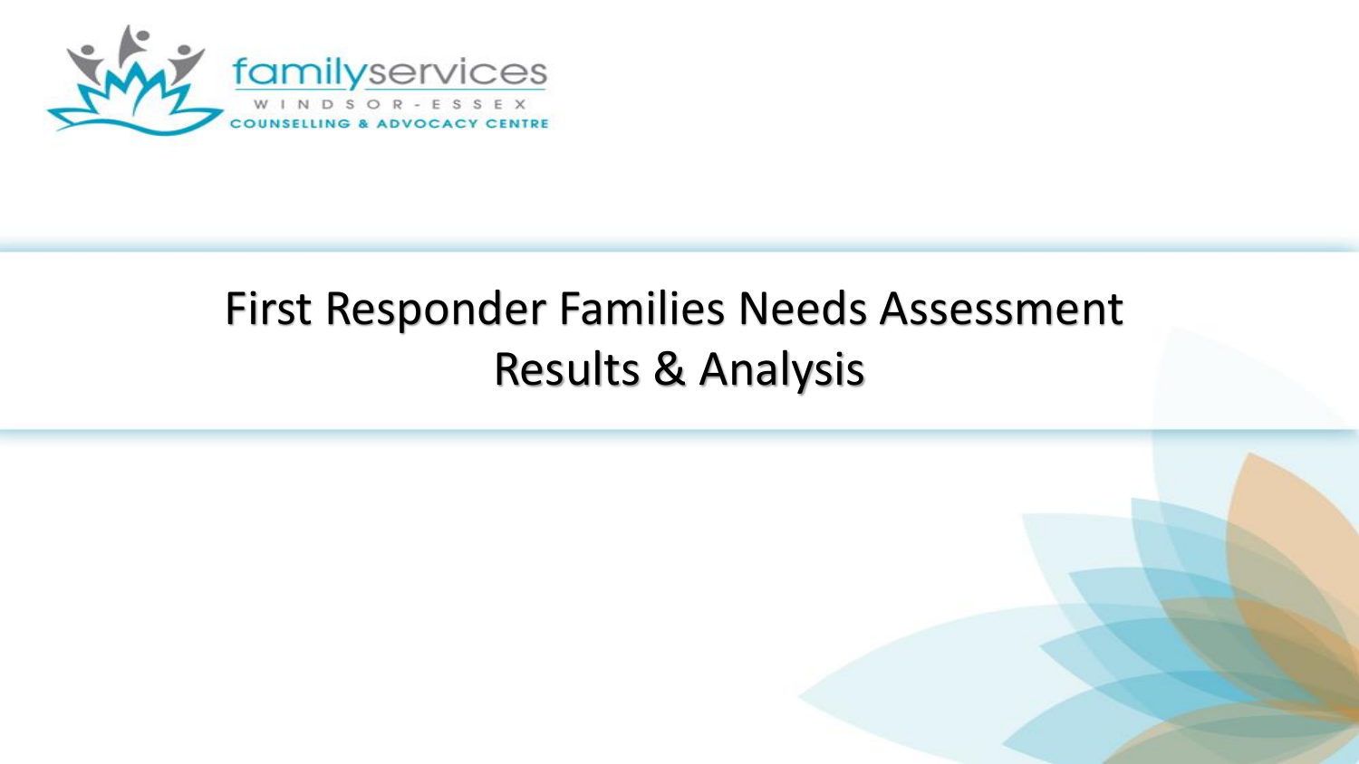# First Responder Families Needs Assessment Results & Analysis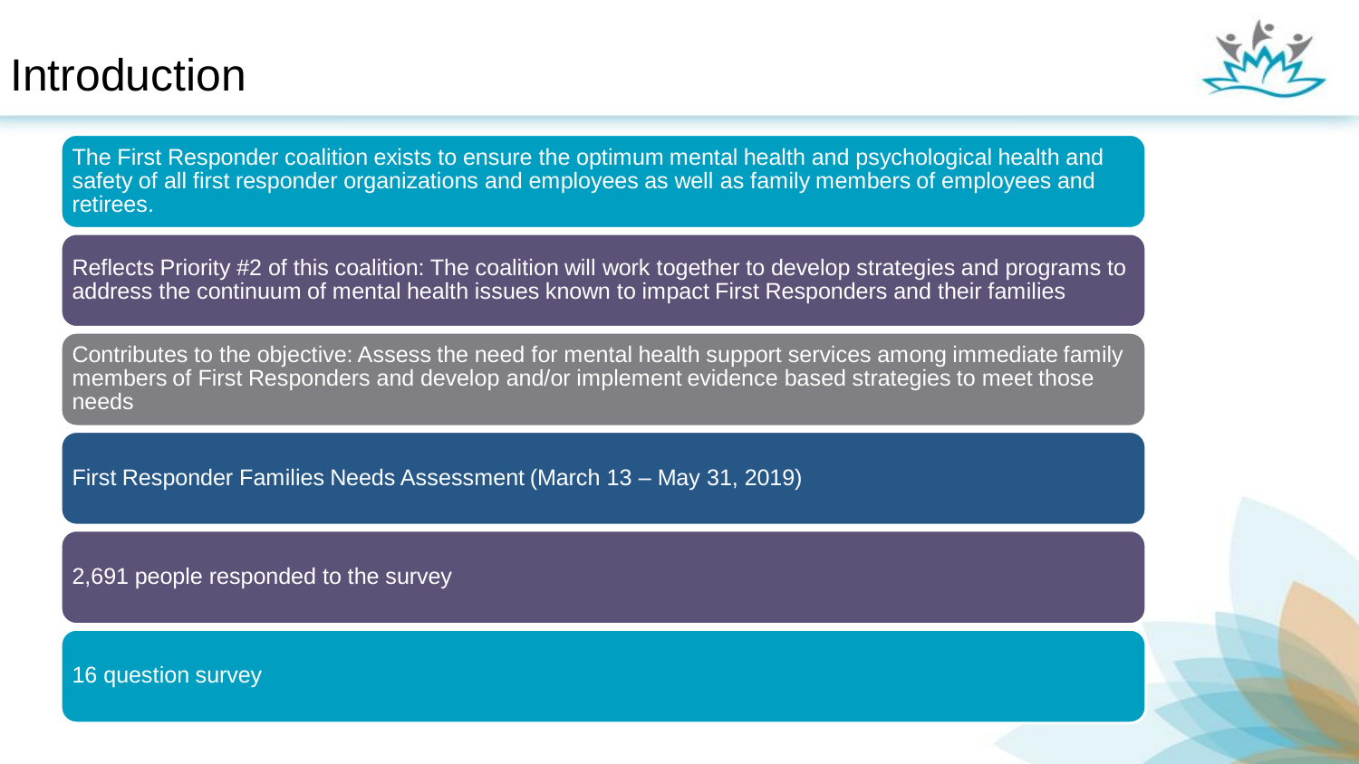# Introduction

The First Responder coalition exists to ensure the optimum mental health and psychological health and safety of all first responder organizations and employees as well as family members of employees and retirees.

Reflects Priority #2 of this coalition: The coalition will work together to develop strategies and programs to address the continuum of mental health issues known to impact First Responders and their families

Contributes to the objective: Assess the need for mental health support services among immediate family members of First Responders and develop and/or implement evidence based strategies to meet those needs

First Responder Families Needs Assessment (March 13 – May 31, 2019)

2,691 people responded to the survey

16 question survey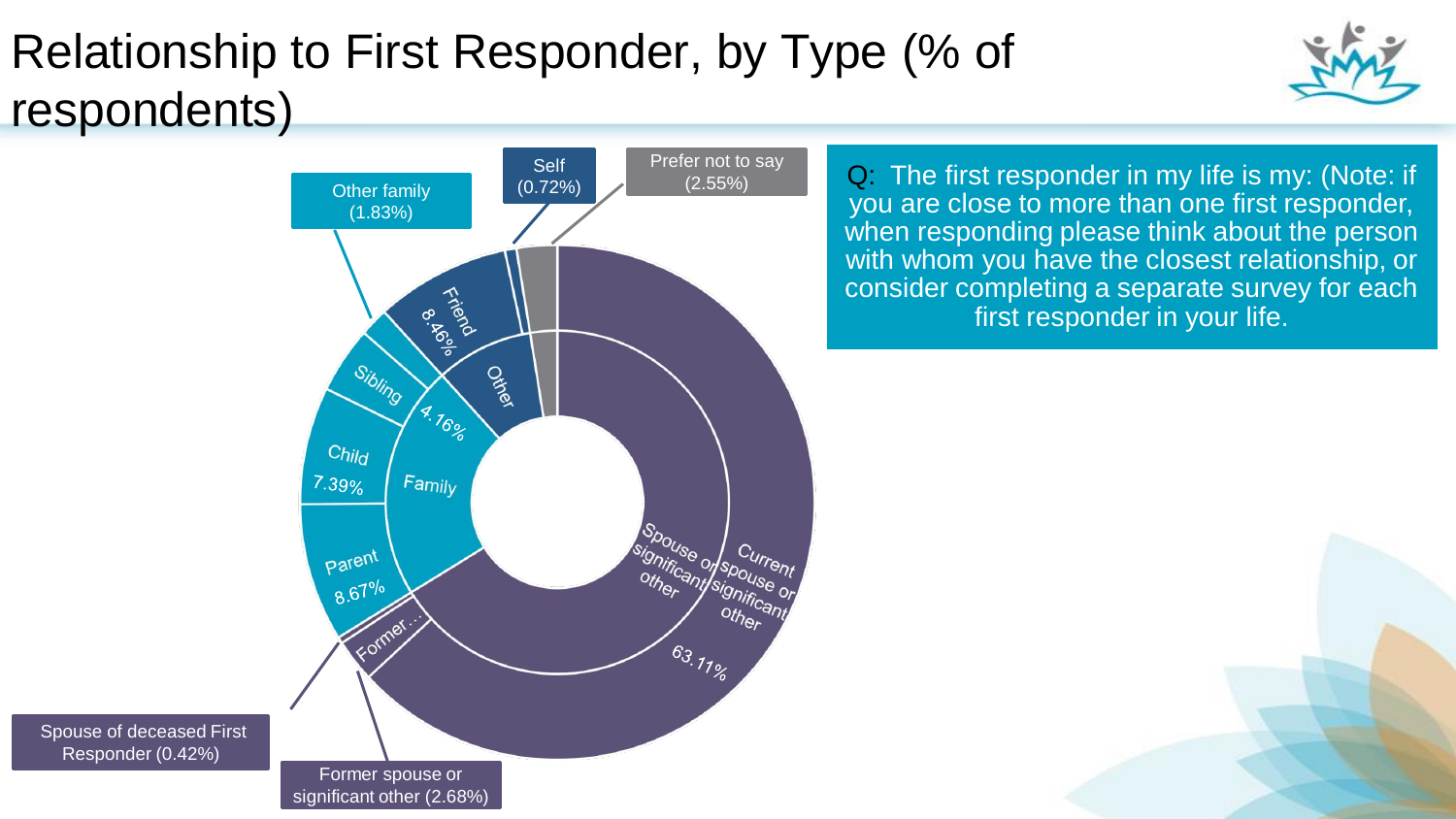# Relationship to First Responder, by Type (% of respondents)

Self (0.72%)

Prefer not to say (2.55%)

Other family (1.83%)

Friend 8.46%

Other

Sibling

4.16%

Child 7.39%

Family

Parent 8.67%

Former...

Spouse or significant other

Current spouse or significant other 63.11%

Spouse of deceased First Responder (0.42%)

Former spouse or significant other (2.68%)

Q: The first responder in my life is my: (Note: if you are close to more than one first responder, when responding please think about the person with whom you have the closest relationship, or consider completing a separate survey for each first responder in your life.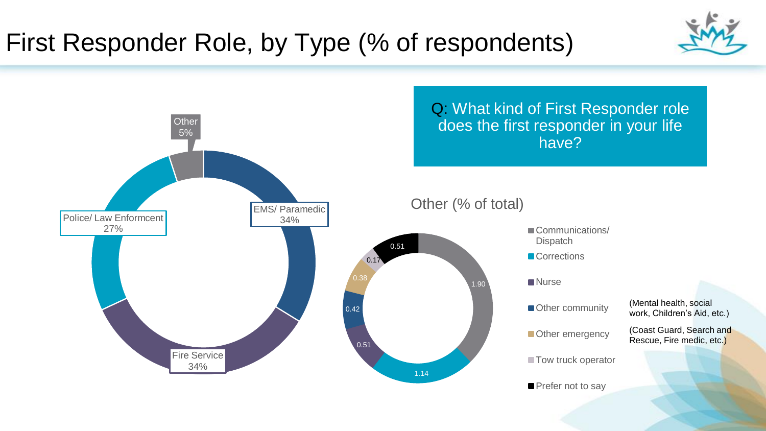# First Responder Role, by Type (% of respondents)

Q: What kind of First Responder role does the first responder in your life have?

| Role | % of respondents |
| --- | --- |
| EMS/ Paramedic | 34% |
| Fire Service | 34% |
| Police/ Law Enformcent | 27% |
| Other | 5% |

## Other (% of total)

| Category | % of total |
| --- | --- |
| Communications/ Dispatch | 1.90 |
| Corrections | 1.14 |
| Nurse | 0.51 |
| Other community (Mental health, social work, Children's Aid, etc.) | 0.42 |
| Other emergency (Coast Guard, Search and Rescue, Fire medic, etc.) | 0.38 |
| Tow truck operator | 0.17 |
| Prefer not to say | 0.51 |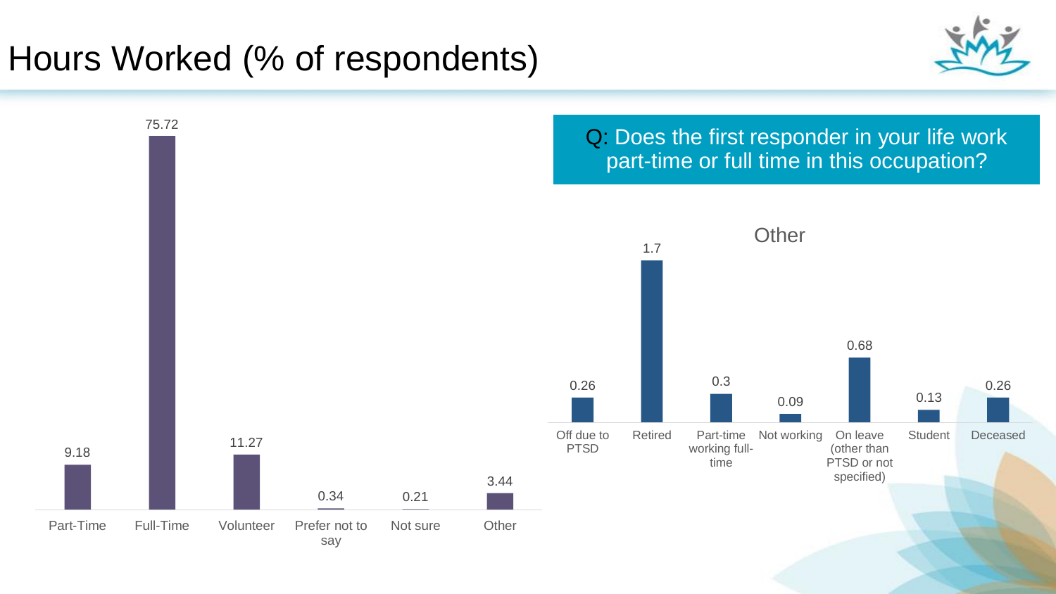# Hours Worked (% of respondents)

Q: Does the first responder in your life work part-time or full time in this occupation?

| Response | % |
| --- | --- |
| Part-Time | 9.18 |
| Full-Time | 75.72 |
| Volunteer | 11.27 |
| Prefer not to say | 0.34 |
| Not sure | 0.21 |
| Other | 3.44 |

## Other

| Response | % |
| --- | --- |
| Off due to PTSD | 0.26 |
| Retired | 1.7 |
| Part-time working full-time | 0.3 |
| Not working | 0.09 |
| On leave (other than PTSD or not specified) | 0.68 |
| Student | 0.13 |
| Deceased | 0.26 |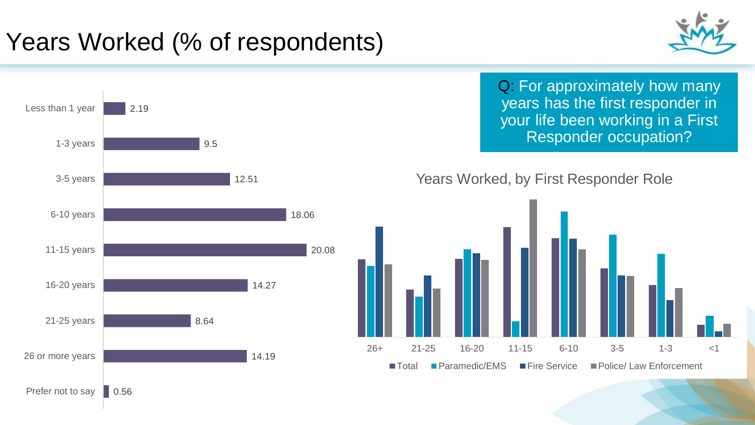# Years Worked (% of respondents)

Q: For approximately how many years has the first responder in your life been working in a First Responder occupation?

| Years Worked | % |
| --- | --- |
| Less than 1 year | 2.19 |
| 1-3 years | 9.5 |
| 3-5 years | 12.51 |
| 6-10 years | 18.06 |
| 11-15 years | 20.08 |
| 16-20 years | 14.27 |
| 21-25 years | 8.64 |
| 26 or more years | 14.19 |
| Prefer not to say | 0.56 |

Years Worked, by First Responder Role

26+ | 21-25 | 16-20 | 11-15 | 6-10 | 3-5 | 1-3 | <1

Total | Paramedic/EMS | Fire Service | Police/ Law Enforcement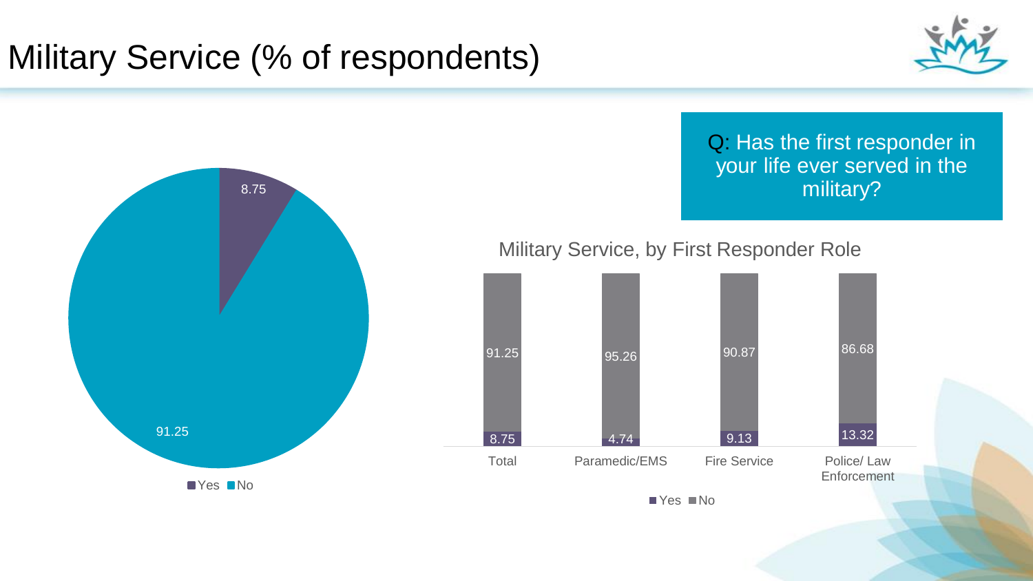# Military Service (% of respondents)

Q: Has the first responder in your life ever served in the military?

| | Yes | No |
|---|---|---|
| Overall | 8.75 | 91.25 |

Military Service, by First Responder Role

| | Yes | No |
|---|---|---|
| Total | 8.75 | 91.25 |
| Paramedic/EMS | 4.74 | 95.26 |
| Fire Service | 9.13 | 90.87 |
| Police/ Law Enforcement | 13.32 | 86.68 |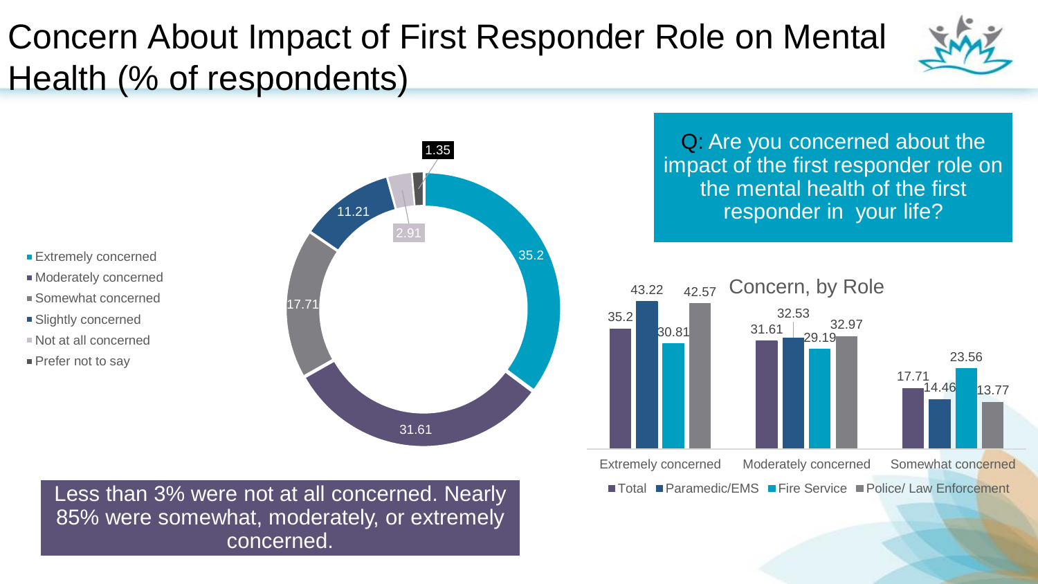# Concern About Impact of First Responder Role on Mental Health (% of respondents)

Q: Are you concerned about the impact of the first responder role on the mental health of the first responder in your life?

| Response | % |
|---|---|
| Extremely concerned | 35.2 |
| Moderately concerned | 31.61 |
| Somewhat concerned | 17.71 |
| Slightly concerned | 11.21 |
| Not at all concerned | 2.91 |
| Prefer not to say | 1.35 |

Less than 3% were not at all concerned. Nearly 85% were somewhat, moderately, or extremely concerned.

## Concern, by Role

| | Total | Paramedic/EMS | Fire Service | Police/ Law Enforcement |
|---|---|---|---|---|
| Extremely concerned | 35.2 | 43.22 | 30.81 | 42.57 |
| Moderately concerned | 31.61 | 32.53 | 29.19 | 32.97 |
| Somewhat concerned | 17.71 | 14.46 | 23.56 | 13.77 |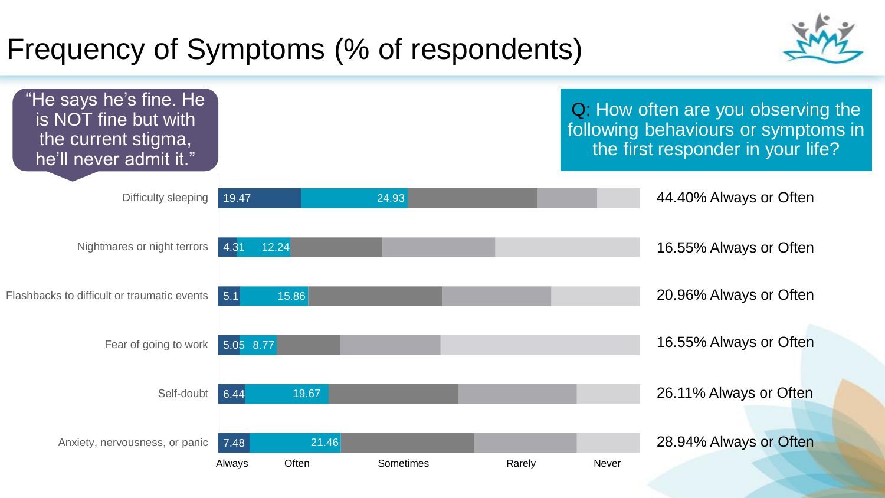# Frequency of Symptoms (% of respondents)

> "He says he's fine. He is NOT fine but with the current stigma, he'll never admit it."

Q: How often are you observing the following behaviours or symptoms in the first responder in your life?

| Symptom | Always | Often | Sometimes | Rarely | Never | Always or Often |
|---|---|---|---|---|---|---|
| Difficulty sleeping | 19.47 | 24.93 | | | | 44.40% Always or Often |
| Nightmares or night terrors | 4.31 | 12.24 | | | | 16.55% Always or Often |
| Flashbacks to difficult or traumatic events | 5.1 | 15.86 | | | | 20.96% Always or Often |
| Fear of going to work | 5.05 | 8.77 | | | | 16.55% Always or Often |
| Self-doubt | 6.44 | 19.67 | | | | 26.11% Always or Often |
| Anxiety, nervousness, or panic | 7.48 | 21.46 | | | | 28.94% Always or Often |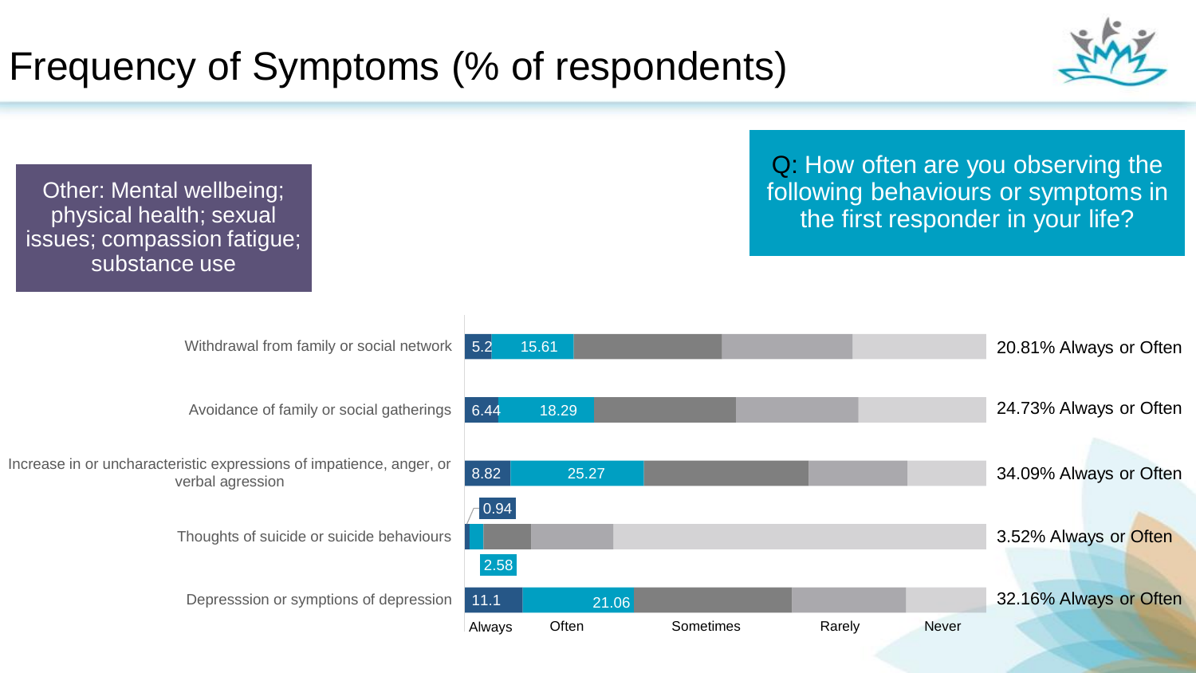# Frequency of Symptoms (% of respondents)

Other: Mental wellbeing; physical health; sexual issues; compassion fatigue; substance use

Q: How often are you observing the following behaviours or symptoms in the first responder in your life?

| Behaviour / Symptom | Always | Often | Always or Often |
|---|---|---|---|
| Withdrawal from family or social network | 5.2 | 15.61 | 20.81% Always or Often |
| Avoidance of family or social gatherings | 6.44 | 18.29 | 24.73% Always or Often |
| Increase in or uncharacteristic expressions of impatience, anger, or verbal agression | 8.82 | 25.27 | 34.09% Always or Often |
| Thoughts of suicide or suicide behaviours | 0.94 | 2.58 | 3.52% Always or Often |
| Depresssion or symptions of depression | 11.1 | 21.06 | 32.16% Always or Often |

Scale: Always, Often, Sometimes, Rarely, Never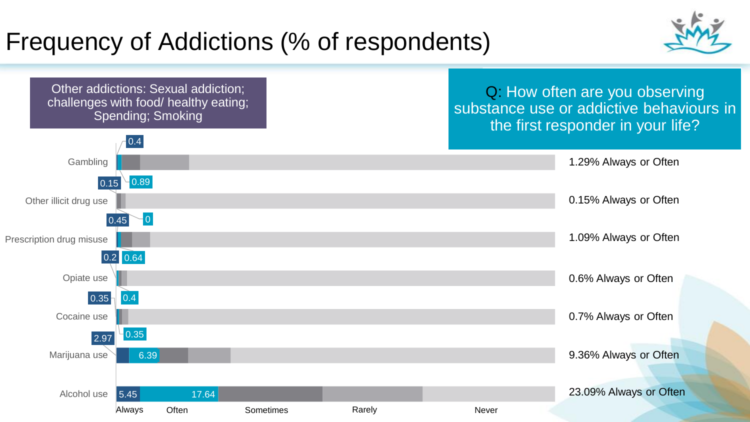# Frequency of Addictions (% of respondents)

Other addictions: Sexual addiction; challenges with food/ healthy eating; Spending; Smoking

Q: How often are you observing substance use or addictive behaviours in the first responder in your life?

| | Always | Often | Always or Often |
|---|---|---|---|
| Gambling | 0.4 | 0.89 | 1.29% Always or Often |
| Other illicit drug use | 0.15 | 0 | 0.15% Always or Often |
| Prescription drug misuse | 0.45 | 0.64 | 1.09% Always or Often |
| Opiate use | 0.2 | 0.4 | 0.6% Always or Often |
| Cocaine use | 0.35 | 0.35 | 0.7% Always or Often |
| Marijuana use | 2.97 | 6.39 | 9.36% Always or Often |
| Alcohol use | 5.45 | 17.64 | 23.09% Always or Often |

Always | Often | Sometimes | Rarely | Never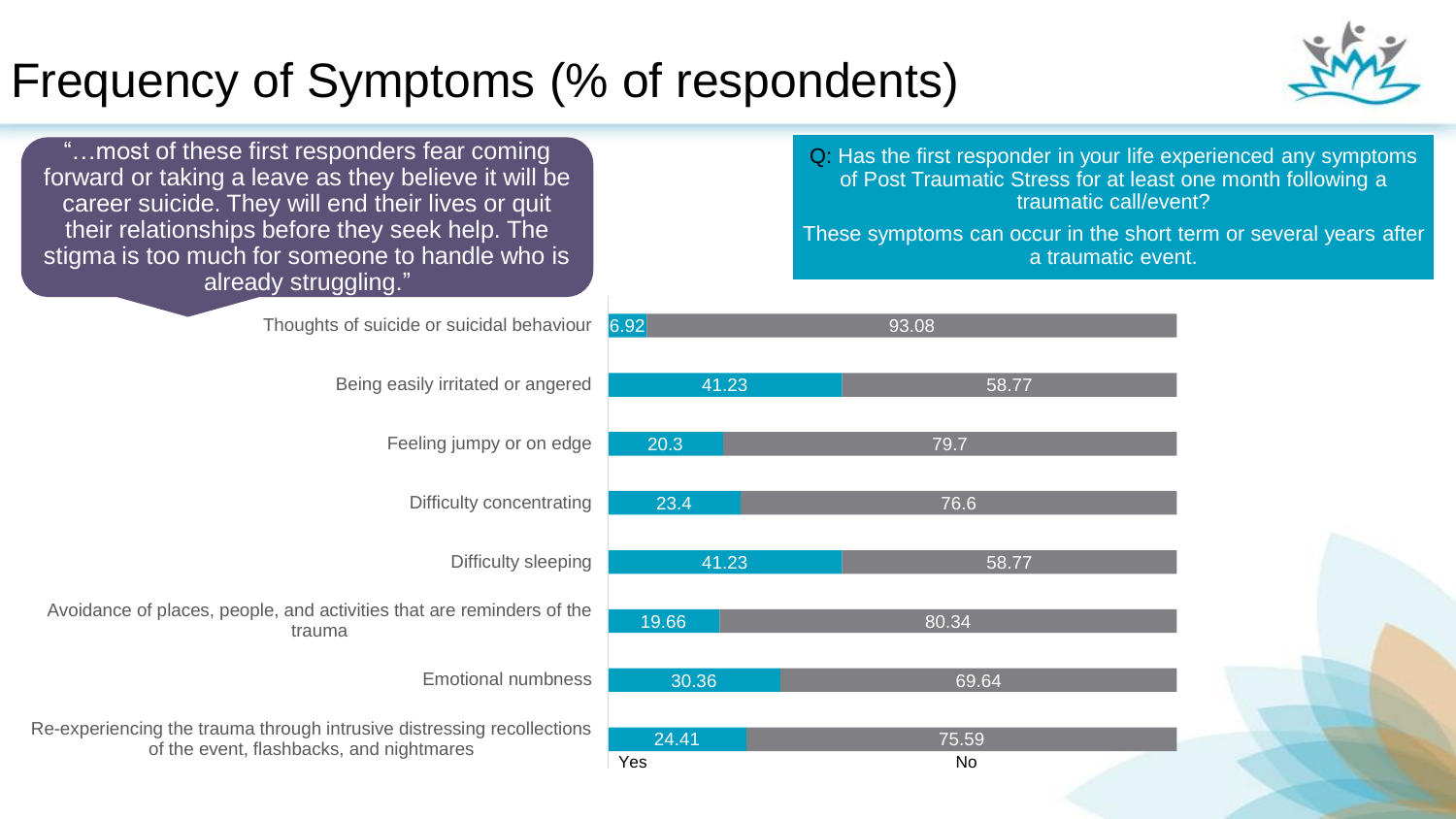# Frequency of Symptoms (% of respondents)

> "…most of these first responders fear coming forward or taking a leave as they believe it will be career suicide. They will end their lives or quit their relationships before they seek help. The stigma is too much for someone to handle who is already struggling."

Q: Has the first responder in your life experienced any symptoms of Post Traumatic Stress for at least one month following a traumatic call/event?

These symptoms can occur in the short term or several years after a traumatic event.

| Symptom | Yes | No |
| --- | --- | --- |
| Thoughts of suicide or suicidal behaviour | 6.92 | 93.08 |
| Being easily irritated or angered | 41.23 | 58.77 |
| Feeling jumpy or on edge | 20.3 | 79.7 |
| Difficulty concentrating | 23.4 | 76.6 |
| Difficulty sleeping | 41.23 | 58.77 |
| Avoidance of places, people, and activities that are reminders of the trauma | 19.66 | 80.34 |
| Emotional numbness | 30.36 | 69.64 |
| Re-experiencing the trauma through intrusive distressing recollections of the event, flashbacks, and nightmares | 24.41 | 75.59 |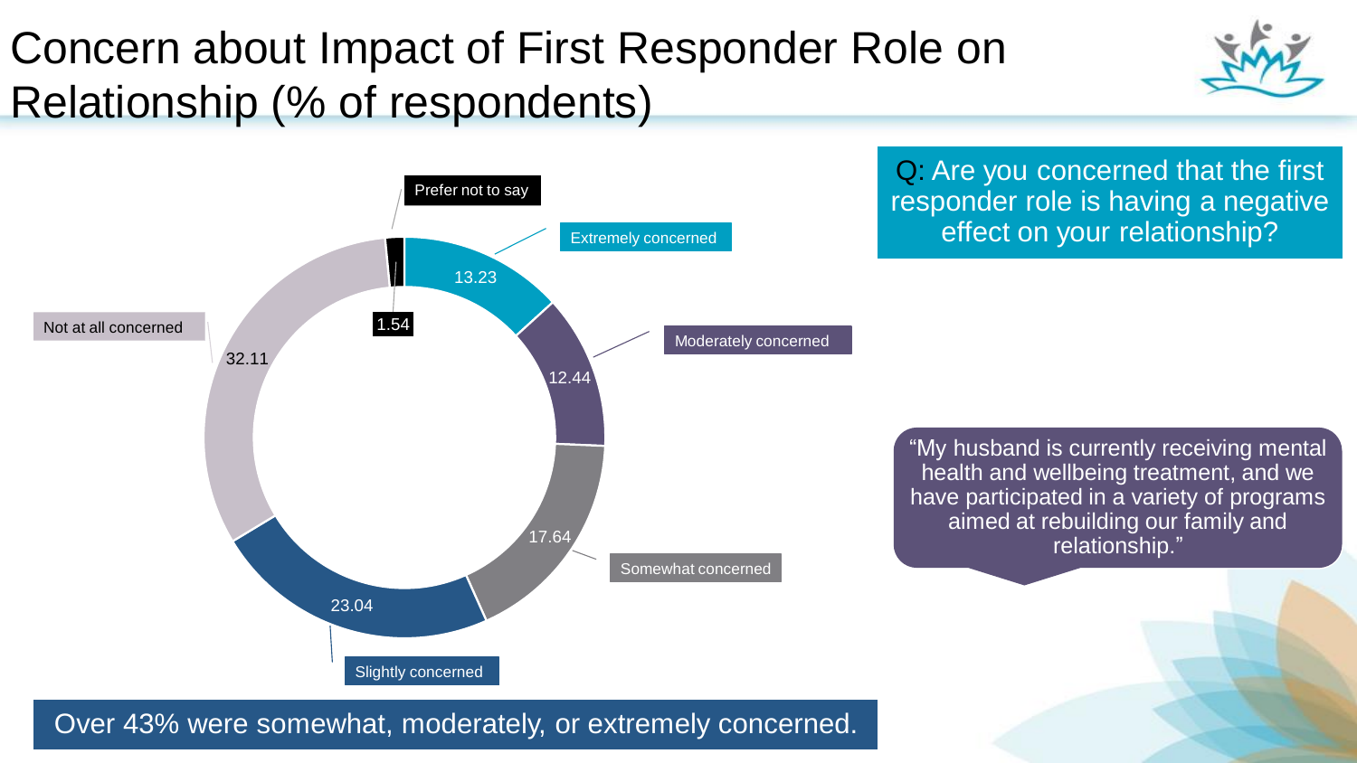# Concern about Impact of First Responder Role on Relationship (% of respondents)

| Response | % |
| --- | --- |
| Extremely concerned | 13.23 |
| Moderately concerned | 12.44 |
| Somewhat concerned | 17.64 |
| Slightly concerned | 23.04 |
| Not at all concerned | 32.11 |
| Prefer not to say | 1.54 |

Q: Are you concerned that the first responder role is having a negative effect on your relationship?

"My husband is currently receiving mental health and wellbeing treatment, and we have participated in a variety of programs aimed at rebuilding our family and relationship."

Over 43% were somewhat, moderately, or extremely concerned.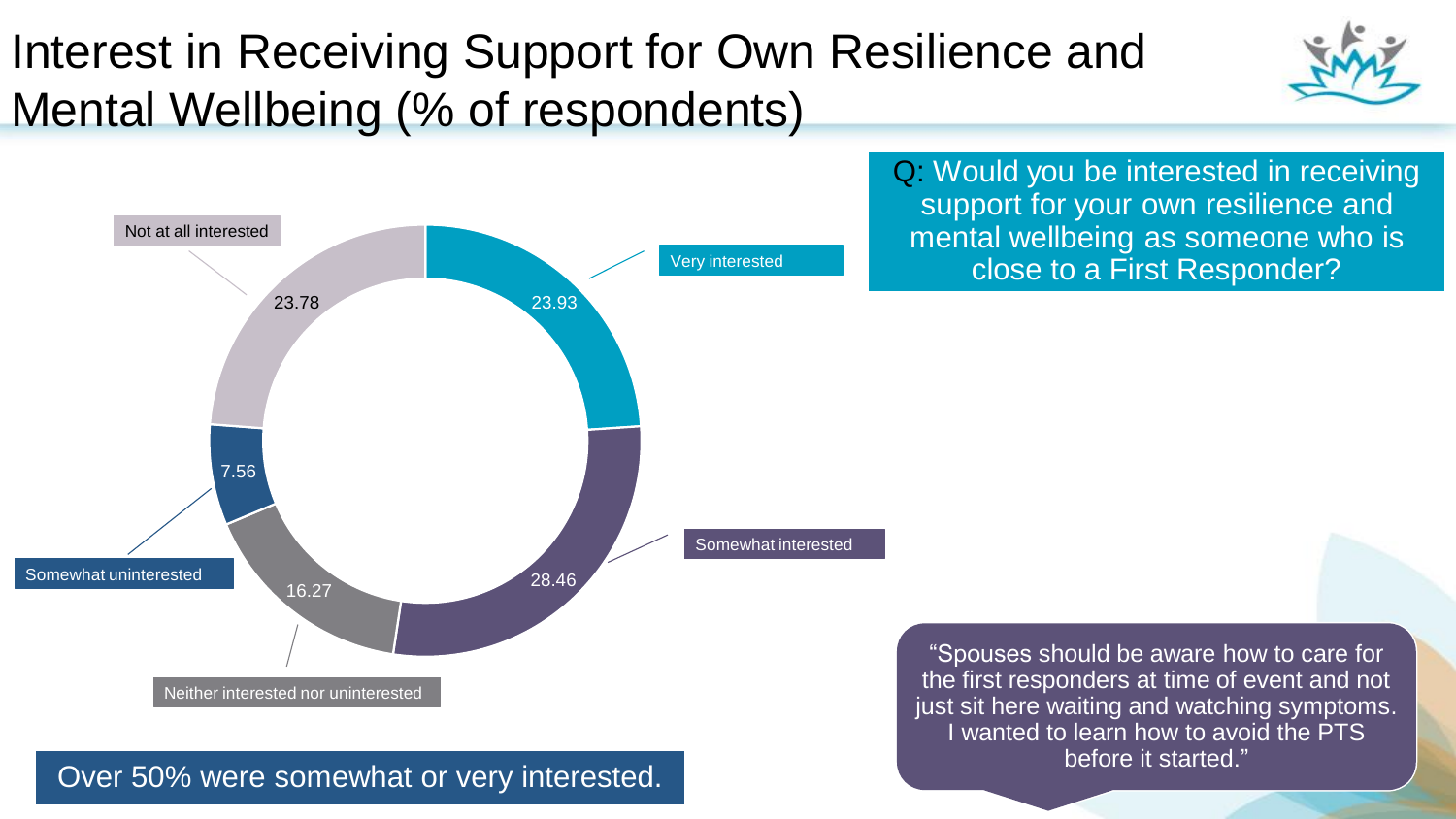# Interest in Receiving Support for Own Resilience and Mental Wellbeing (% of respondents)

Q: Would you be interested in receiving support for your own resilience and mental wellbeing as someone who is close to a First Responder?

| Response | % of respondents |
| --- | --- |
| Very interested | 23.93 |
| Somewhat interested | 28.46 |
| Neither interested nor uninterested | 16.27 |
| Somewhat uninterested | 7.56 |
| Not at all interested | 23.78 |

Over 50% were somewhat or very interested.

"Spouses should be aware how to care for the first responders at time of event and not just sit here waiting and watching symptoms. I wanted to learn how to avoid the PTS before it started."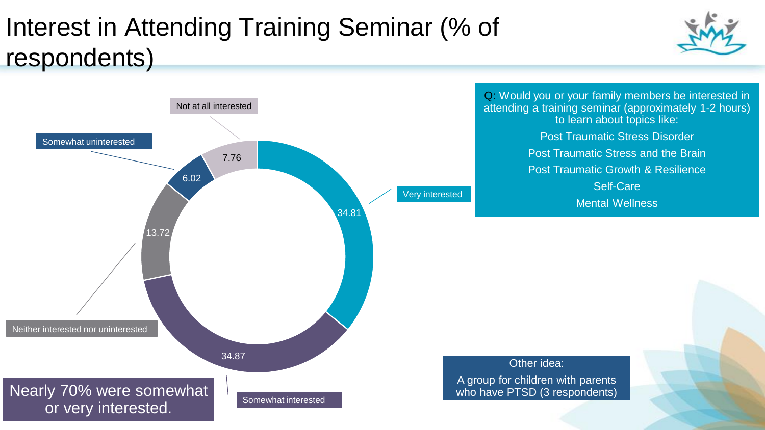# Interest in Attending Training Seminar (% of respondents)

| Response | % |
| --- | --- |
| Very interested | 34.81 |
| Somewhat interested | 34.87 |
| Neither interested nor uninterested | 13.72 |
| Somewhat uninterested | 6.02 |
| Not at all interested | 7.76 |

Q: Would you or your family members be interested in attending a training seminar (approximately 1-2 hours) to learn about topics like:

- Post Traumatic Stress Disorder
- Post Traumatic Stress and the Brain
- Post Traumatic Growth & Resilience
- Self-Care
- Mental Wellness

Nearly 70% were somewhat or very interested.

Other idea:

A group for children with parents who have PTSD (3 respondents)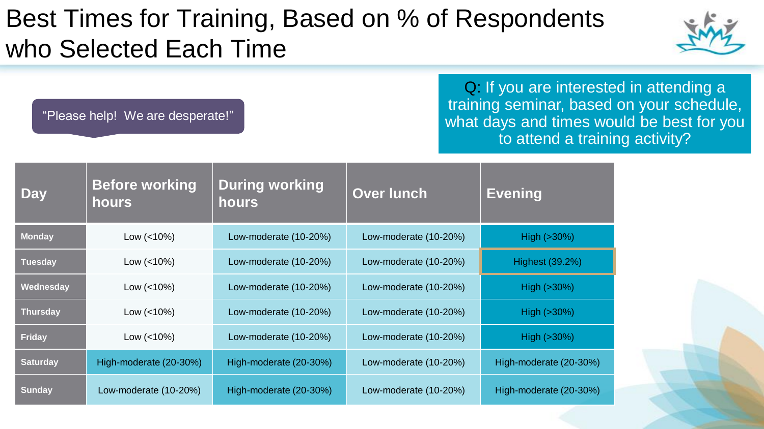# Best Times for Training, Based on % of Respondents who Selected Each Time

"Please help! We are desperate!"

Q: If you are interested in attending a training seminar, based on your schedule, what days and times would be best for you to attend a training activity?

| Day | Before working hours | During working hours | Over lunch | Evening |
|---|---|---|---|---|
| **Monday** | Low (<10%) | Low-moderate (10-20%) | Low-moderate (10-20%) | High (>30%) |
| **Tuesday** | Low (<10%) | Low-moderate (10-20%) | Low-moderate (10-20%) | Highest (39.2%) |
| **Wednesday** | Low (<10%) | Low-moderate (10-20%) | Low-moderate (10-20%) | High (>30%) |
| **Thursday** | Low (<10%) | Low-moderate (10-20%) | Low-moderate (10-20%) | High (>30%) |
| **Friday** | Low (<10%) | Low-moderate (10-20%) | Low-moderate (10-20%) | High (>30%) |
| **Saturday** | High-moderate (20-30%) | High-moderate (20-30%) | Low-moderate (10-20%) | High-moderate (20-30%) |
| **Sunday** | Low-moderate (10-20%) | High-moderate (20-30%) | Low-moderate (10-20%) | High-moderate (20-30%) |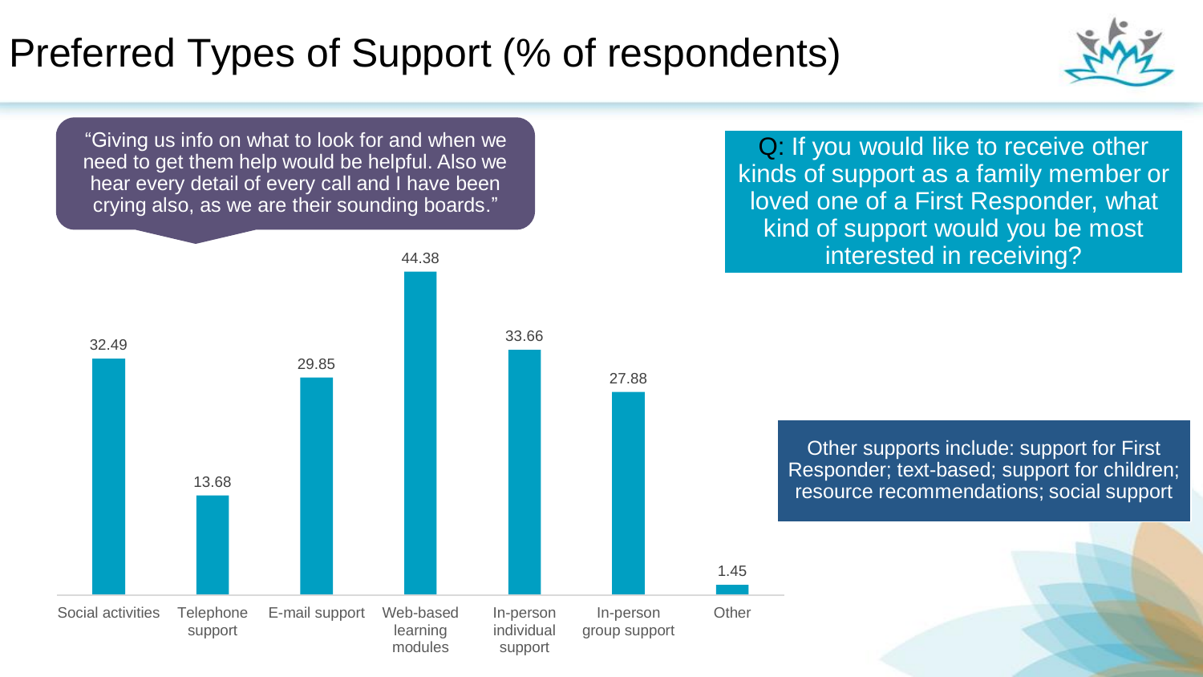# Preferred Types of Support (% of respondents)

"Giving us info on what to look for and when we need to get them help would be helpful. Also we hear every detail of every call and I have been crying also, as we are their sounding boards."

Q: If you would like to receive other kinds of support as a family member or loved one of a First Responder, what kind of support would you be most interested in receiving?

| Type of Support | % of respondents |
| --- | --- |
| Social activities | 32.49 |
| Telephone support | 13.68 |
| E-mail support | 29.85 |
| Web-based learning modules | 44.38 |
| In-person individual support | 33.66 |
| In-person group support | 27.88 |
| Other | 1.45 |

Other supports include: support for First Responder; text-based; support for children; resource recommendations; social support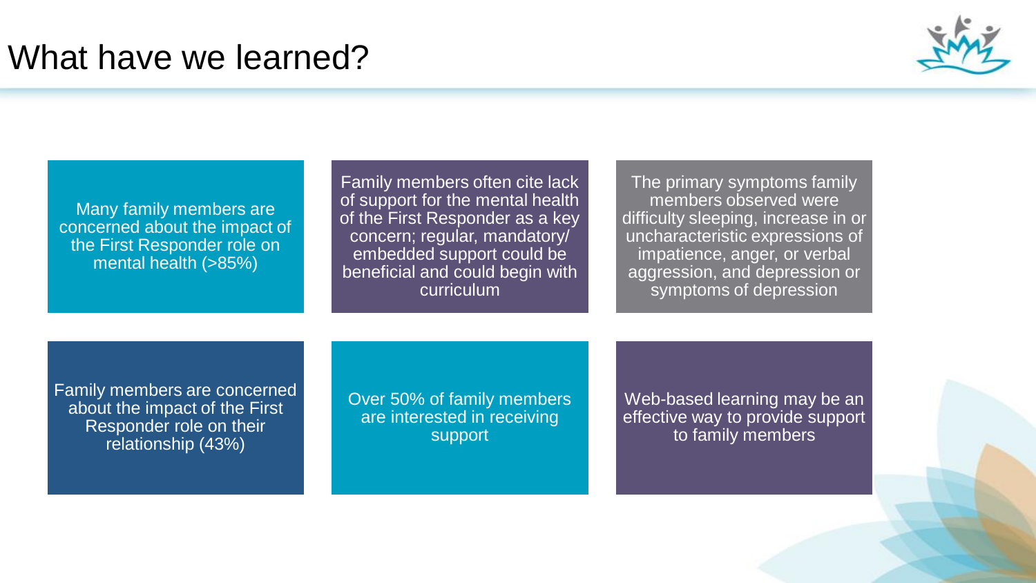# What have we learned?

- Many family members are concerned about the impact of the First Responder role on mental health (>85%)
- Family members often cite lack of support for the mental health of the First Responder as a key concern; regular, mandatory/ embedded support could be beneficial and could begin with curriculum
- The primary symptoms family members observed were difficulty sleeping, increase in or uncharacteristic expressions of impatience, anger, or verbal aggression, and depression or symptoms of depression
- Family members are concerned about the impact of the First Responder role on their relationship (43%)
- Over 50% of family members are interested in receiving support
- Web-based learning may be an effective way to provide support to family members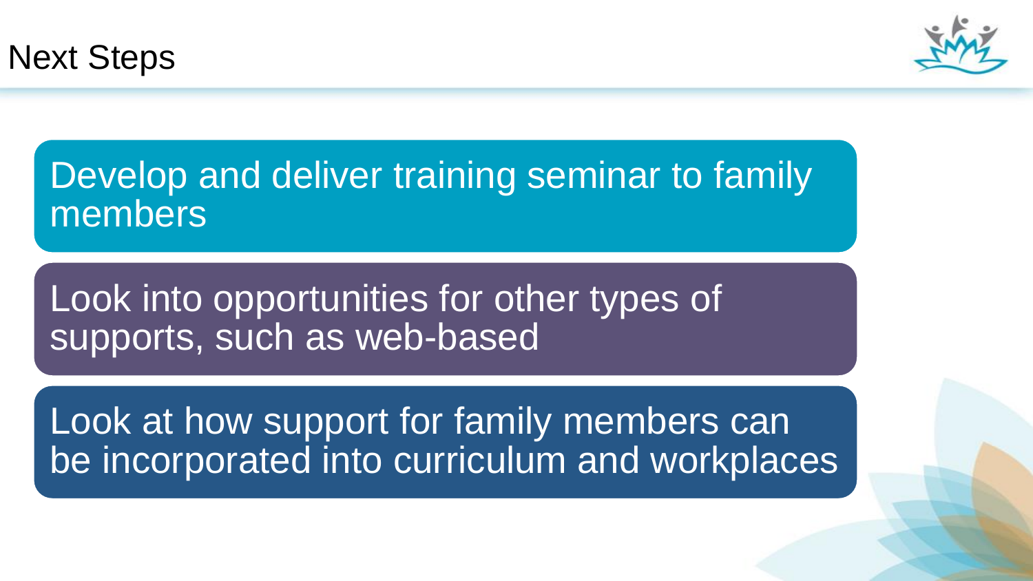# Next Steps

- Develop and deliver training seminar to family members
- Look into opportunities for other types of supports, such as web-based
- Look at how support for family members can be incorporated into curriculum and workplaces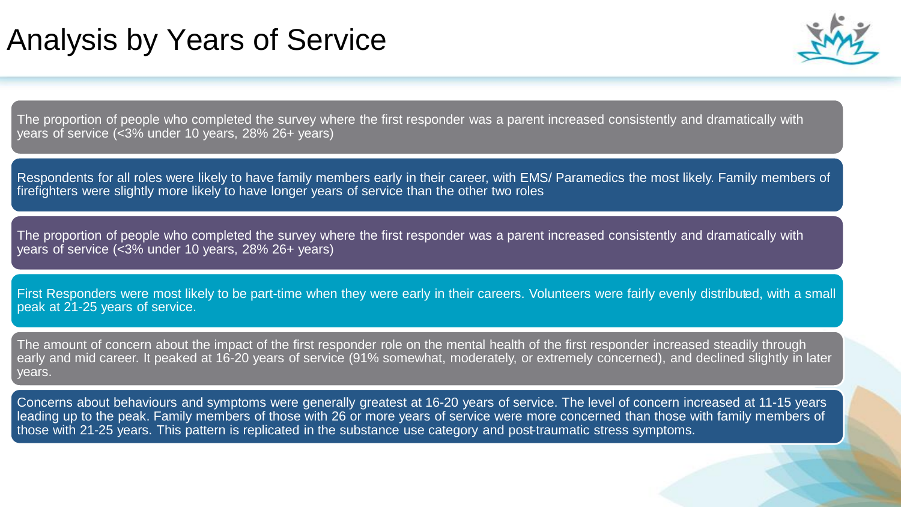# Analysis by Years of Service

The proportion of people who completed the survey where the first responder was a parent increased consistently and dramatically with years of service (<3% under 10 years, 28% 26+ years)

Respondents for all roles were likely to have family members early in their career, with EMS/ Paramedics the most likely. Family members of firefighters were slightly more likely to have longer years of service than the other two roles

The proportion of people who completed the survey where the first responder was a parent increased consistently and dramatically with years of service (<3% under 10 years, 28% 26+ years)

First Responders were most likely to be part-time when they were early in their careers. Volunteers were fairly evenly distributed, with a small peak at 21-25 years of service.

The amount of concern about the impact of the first responder role on the mental health of the first responder increased steadily through early and mid career. It peaked at 16-20 years of service (91% somewhat, moderately, or extremely concerned), and declined slightly in later years.

Concerns about behaviours and symptoms were generally greatest at 16-20 years of service. The level of concern increased at 11-15 years leading up to the peak. Family members of those with 26 or more years of service were more concerned than those with family members of those with 21-25 years. This pattern is replicated in the substance use category and post-traumatic stress symptoms.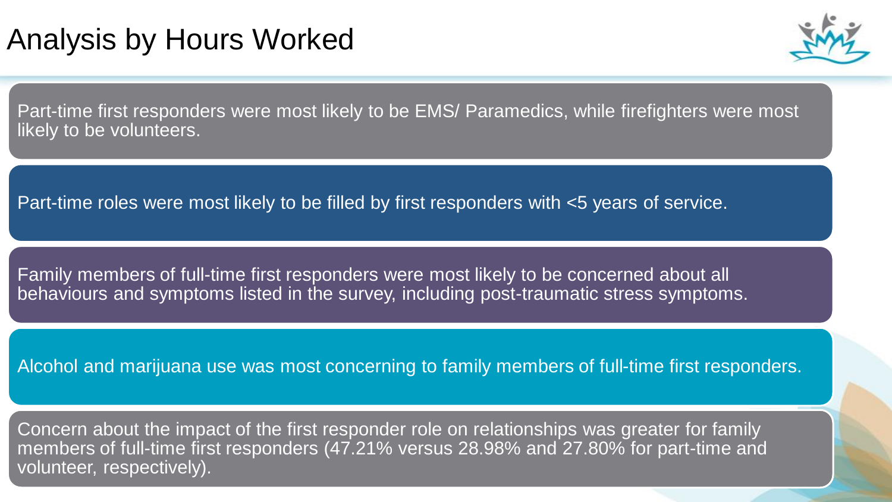# Analysis by Hours Worked

Part-time first responders were most likely to be EMS/ Paramedics, while firefighters were most likely to be volunteers.

Part-time roles were most likely to be filled by first responders with <5 years of service.

Family members of full-time first responders were most likely to be concerned about all behaviours and symptoms listed in the survey, including post-traumatic stress symptoms.

Alcohol and marijuana use was most concerning to family members of full-time first responders.

Concern about the impact of the first responder role on relationships was greater for family members of full-time first responders (47.21% versus 28.98% and 27.80% for part-time and volunteer, respectively).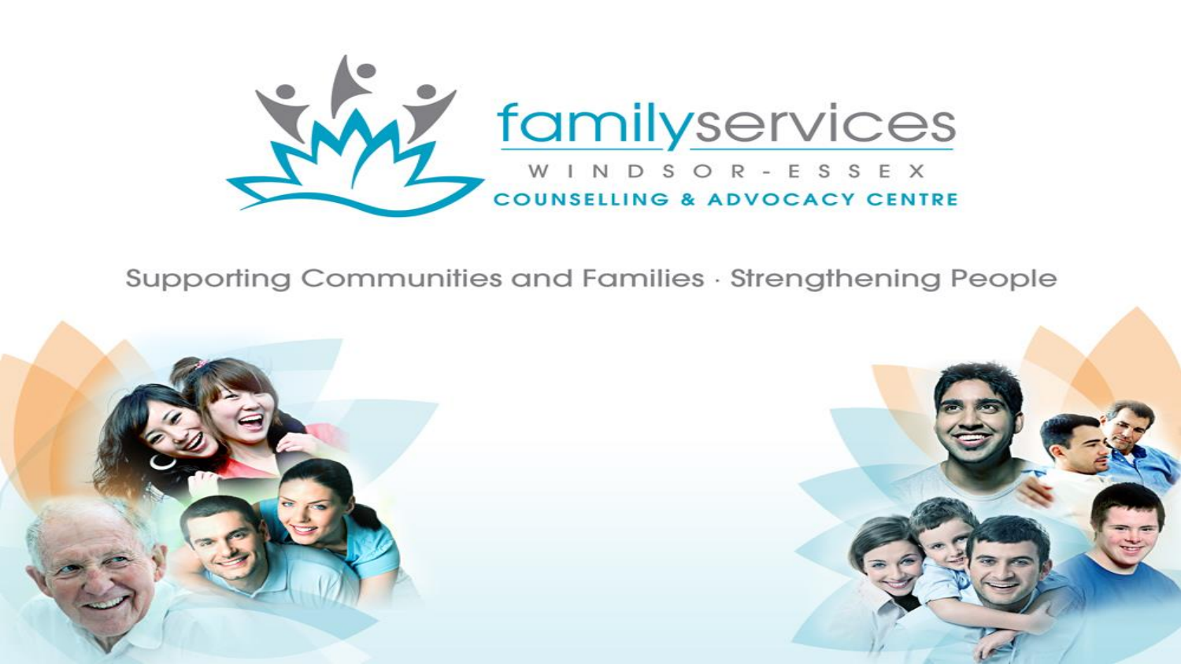family services

WINDSOR-ESSEX

COUNSELLING & ADVOCACY CENTRE

Supporting Communities and Families · Strengthening People